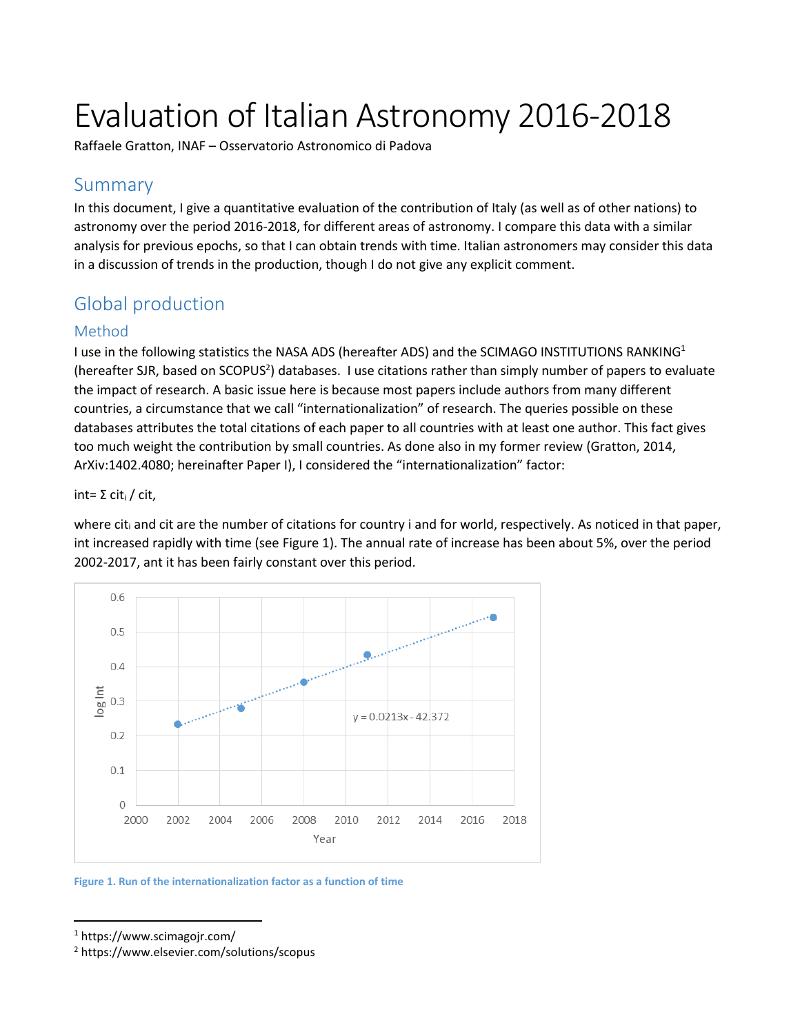# Evaluation of Italian Astronomy 2016-2018

Raffaele Gratton, INAF – Osservatorio Astronomico di Padova

## Summary

In this document, I give a quantitative evaluation of the contribution of Italy (as well as of other nations) to astronomy over the period 2016-2018, for different areas of astronomy. I compare this data with a similar analysis for previous epochs, so that I can obtain trends with time. Italian astronomers may consider this data in a discussion of trends in the production, though I do not give any explicit comment.

## Global production

### Method

I use in the following statistics the NASA ADS (hereafter ADS) and the SCIMAGO INSTITUTIONS RANKING[1] (hereafter SJR, based on SCOPUS[2]) databases. I use citations rather than simply number of papers to evaluate the impact of research. A basic issue here is because most papers include authors from many different countries, a circumstance that we call "internationalization" of research. The queries possible on these databases attributes the total citations of each paper to all countries with at least one author. This fact gives too much weight the contribution by small countries. As done also in my former review (Gratton, 2014, ArXiv:1402.4080; hereinafter Paper I), I considered the "internationalization" factor:

int= $\Sigma$ $cit_i$ / cit,

where $cit_i$ and cit are the number of citations for country i and for world, respectively. As noticed in that paper, int increased rapidly with time (see Figure 1). The annual rate of increase has been about 5%, over the period 2002-2017, ant it has been fairly constant over this period.

Figure 1. Run of the internationalization factor as a function of time

[1] https://www.scimagojr.com/

[2] https://www.elsevier.com/solutions/scopus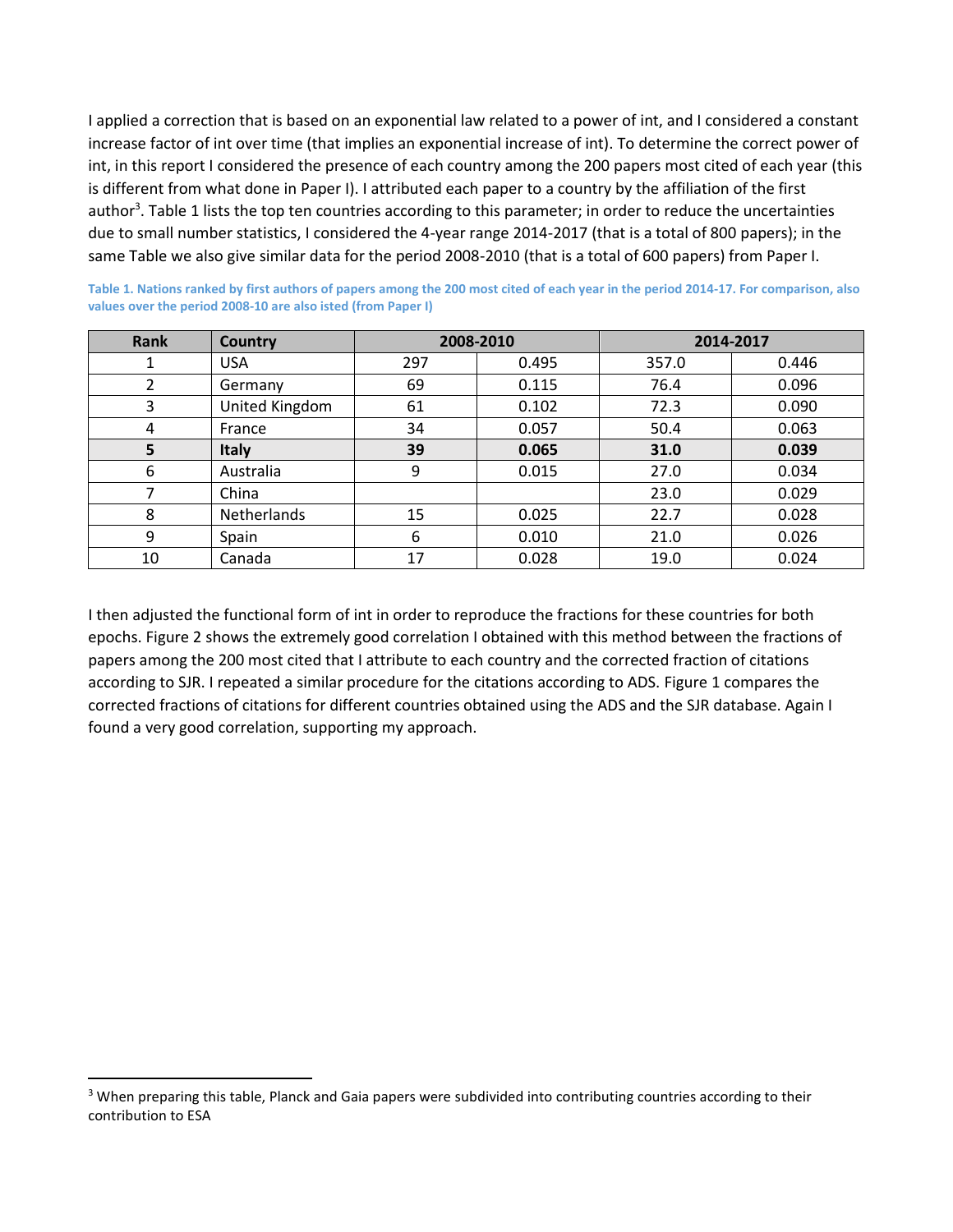I applied a correction that is based on an exponential law related to a power of int, and I considered a constant increase factor of int over time (that implies an exponential increase of int). To determine the correct power of int, in this report I considered the presence of each country among the 200 papers most cited of each year (this is different from what done in Paper I). I attributed each paper to a country by the affiliation of the first author[3]. Table 1 lists the top ten countries according to this parameter; in order to reduce the uncertainties due to small number statistics, I considered the 4-year range 2014-2017 (that is a total of 800 papers); in the same Table we also give similar data for the period 2008-2010 (that is a total of 600 papers) from Paper I.

**Table 1. Nations ranked by first authors of papers among the 200 most cited of each year in the period 2014-17. For comparison, also values over the period 2008-10 are also isted (from Paper I)**

| Rank | Country | 2008-2010 | | 2014-2017 | |
|---|---|---|---|---|---|
| 1 | USA | 297 | 0.495 | 357.0 | 0.446 |
| 2 | Germany | 69 | 0.115 | 76.4 | 0.096 |
| 3 | United Kingdom | 61 | 0.102 | 72.3 | 0.090 |
| 4 | France | 34 | 0.057 | 50.4 | 0.063 |
| **5** | **Italy** | **39** | **0.065** | **31.0** | **0.039** |
| 6 | Australia | 9 | 0.015 | 27.0 | 0.034 |
| 7 | China | | | 23.0 | 0.029 |
| 8 | Netherlands | 15 | 0.025 | 22.7 | 0.028 |
| 9 | Spain | 6 | 0.010 | 21.0 | 0.026 |
| 10 | Canada | 17 | 0.028 | 19.0 | 0.024 |

I then adjusted the functional form of int in order to reproduce the fractions for these countries for both epochs. Figure 2 shows the extremely good correlation I obtained with this method between the fractions of papers among the 200 most cited that I attribute to each country and the corrected fraction of citations according to SJR. I repeated a similar procedure for the citations according to ADS. Figure 1 compares the corrected fractions of citations for different countries obtained using the ADS and the SJR database. Again I found a very good correlation, supporting my approach.

[3] When preparing this table, Planck and Gaia papers were subdivided into contributing countries according to their contribution to ESA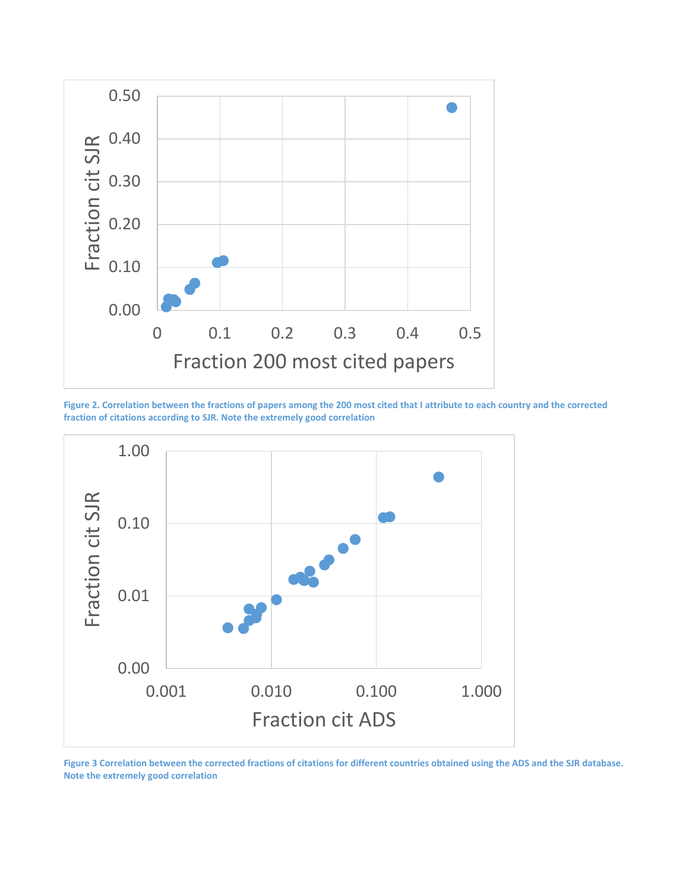Figure 2. Correlation between the fractions of papers among the 200 most cited that I attribute to each country and the corrected fraction of citations according to SJR. Note the extremely good correlation

Figure 3 Correlation between the corrected fractions of citations for different countries obtained using the ADS and the SJR database. Note the extremely good correlation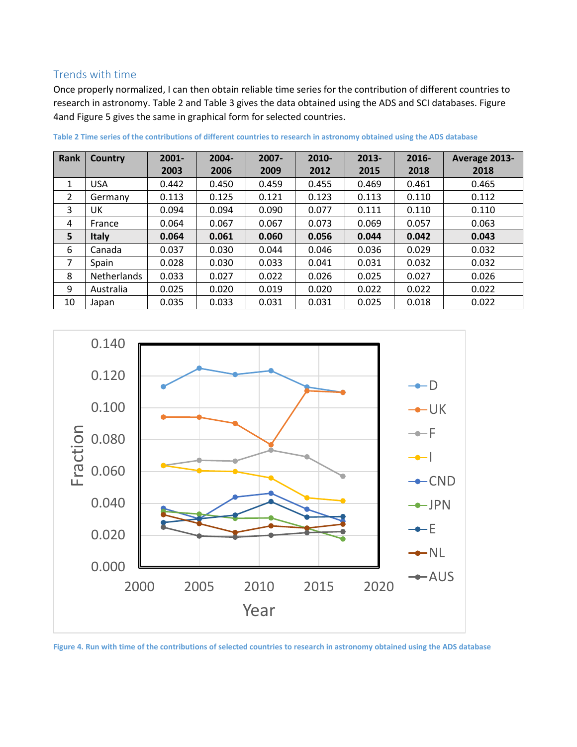## Trends with time

Once properly normalized, I can then obtain reliable time series for the contribution of different countries to research in astronomy. Table 2 and Table 3 gives the data obtained using the ADS and SCI databases. Figure 4and Figure 5 gives the same in graphical form for selected countries.

Table 2 Time series of the contributions of different countries to research in astronomy obtained using the ADS database

| Rank | Country | 2001-2003 | 2004-2006 | 2007-2009 | 2010-2012 | 2013-2015 | 2016-2018 | Average 2013-2018 |
|---|---|---|---|---|---|---|---|---|
| 1 | USA | 0.442 | 0.450 | 0.459 | 0.455 | 0.469 | 0.461 | 0.465 |
| 2 | Germany | 0.113 | 0.125 | 0.121 | 0.123 | 0.113 | 0.110 | 0.112 |
| 3 | UK | 0.094 | 0.094 | 0.090 | 0.077 | 0.111 | 0.110 | 0.110 |
| 4 | France | 0.064 | 0.067 | 0.067 | 0.073 | 0.069 | 0.057 | 0.063 |
| **5** | **Italy** | **0.064** | **0.061** | **0.060** | **0.056** | **0.044** | **0.042** | **0.043** |
| 6 | Canada | 0.037 | 0.030 | 0.044 | 0.046 | 0.036 | 0.029 | 0.032 |
| 7 | Spain | 0.028 | 0.030 | 0.033 | 0.041 | 0.031 | 0.032 | 0.032 |
| 8 | Netherlands | 0.033 | 0.027 | 0.022 | 0.026 | 0.025 | 0.027 | 0.026 |
| 9 | Australia | 0.025 | 0.020 | 0.019 | 0.020 | 0.022 | 0.022 | 0.022 |
| 10 | Japan | 0.035 | 0.033 | 0.031 | 0.031 | 0.025 | 0.018 | 0.022 |

Figure 4. Run with time of the contributions of selected countries to research in astronomy obtained using the ADS database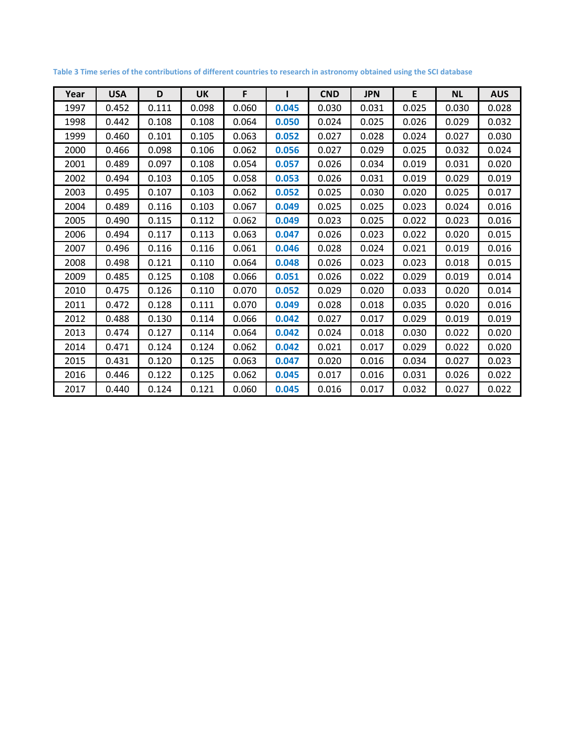**Table 3 Time series of the contributions of different countries to research in astronomy obtained using the SCI database**

| Year | USA | D | UK | F | I | CND | JPN | E | NL | AUS |
|---|---|---|---|---|---|---|---|---|---|---|
| 1997 | 0.452 | 0.111 | 0.098 | 0.060 | **0.045** | 0.030 | 0.031 | 0.025 | 0.030 | 0.028 |
| 1998 | 0.442 | 0.108 | 0.108 | 0.064 | **0.050** | 0.024 | 0.025 | 0.026 | 0.029 | 0.032 |
| 1999 | 0.460 | 0.101 | 0.105 | 0.063 | **0.052** | 0.027 | 0.028 | 0.024 | 0.027 | 0.030 |
| 2000 | 0.466 | 0.098 | 0.106 | 0.062 | **0.056** | 0.027 | 0.029 | 0.025 | 0.032 | 0.024 |
| 2001 | 0.489 | 0.097 | 0.108 | 0.054 | **0.057** | 0.026 | 0.034 | 0.019 | 0.031 | 0.020 |
| 2002 | 0.494 | 0.103 | 0.105 | 0.058 | **0.053** | 0.026 | 0.031 | 0.019 | 0.029 | 0.019 |
| 2003 | 0.495 | 0.107 | 0.103 | 0.062 | **0.052** | 0.025 | 0.030 | 0.020 | 0.025 | 0.017 |
| 2004 | 0.489 | 0.116 | 0.103 | 0.067 | **0.049** | 0.025 | 0.025 | 0.023 | 0.024 | 0.016 |
| 2005 | 0.490 | 0.115 | 0.112 | 0.062 | **0.049** | 0.023 | 0.025 | 0.022 | 0.023 | 0.016 |
| 2006 | 0.494 | 0.117 | 0.113 | 0.063 | **0.047** | 0.026 | 0.023 | 0.022 | 0.020 | 0.015 |
| 2007 | 0.496 | 0.116 | 0.116 | 0.061 | **0.046** | 0.028 | 0.024 | 0.021 | 0.019 | 0.016 |
| 2008 | 0.498 | 0.121 | 0.110 | 0.064 | **0.048** | 0.026 | 0.023 | 0.023 | 0.018 | 0.015 |
| 2009 | 0.485 | 0.125 | 0.108 | 0.066 | **0.051** | 0.026 | 0.022 | 0.029 | 0.019 | 0.014 |
| 2010 | 0.475 | 0.126 | 0.110 | 0.070 | **0.052** | 0.029 | 0.020 | 0.033 | 0.020 | 0.014 |
| 2011 | 0.472 | 0.128 | 0.111 | 0.070 | **0.049** | 0.028 | 0.018 | 0.035 | 0.020 | 0.016 |
| 2012 | 0.488 | 0.130 | 0.114 | 0.066 | **0.042** | 0.027 | 0.017 | 0.029 | 0.019 | 0.019 |
| 2013 | 0.474 | 0.127 | 0.114 | 0.064 | **0.042** | 0.024 | 0.018 | 0.030 | 0.022 | 0.020 |
| 2014 | 0.471 | 0.124 | 0.124 | 0.062 | **0.042** | 0.021 | 0.017 | 0.029 | 0.022 | 0.020 |
| 2015 | 0.431 | 0.120 | 0.125 | 0.063 | **0.047** | 0.020 | 0.016 | 0.034 | 0.027 | 0.023 |
| 2016 | 0.446 | 0.122 | 0.125 | 0.062 | **0.045** | 0.017 | 0.016 | 0.031 | 0.026 | 0.022 |
| 2017 | 0.440 | 0.124 | 0.121 | 0.060 | **0.045** | 0.016 | 0.017 | 0.032 | 0.027 | 0.022 |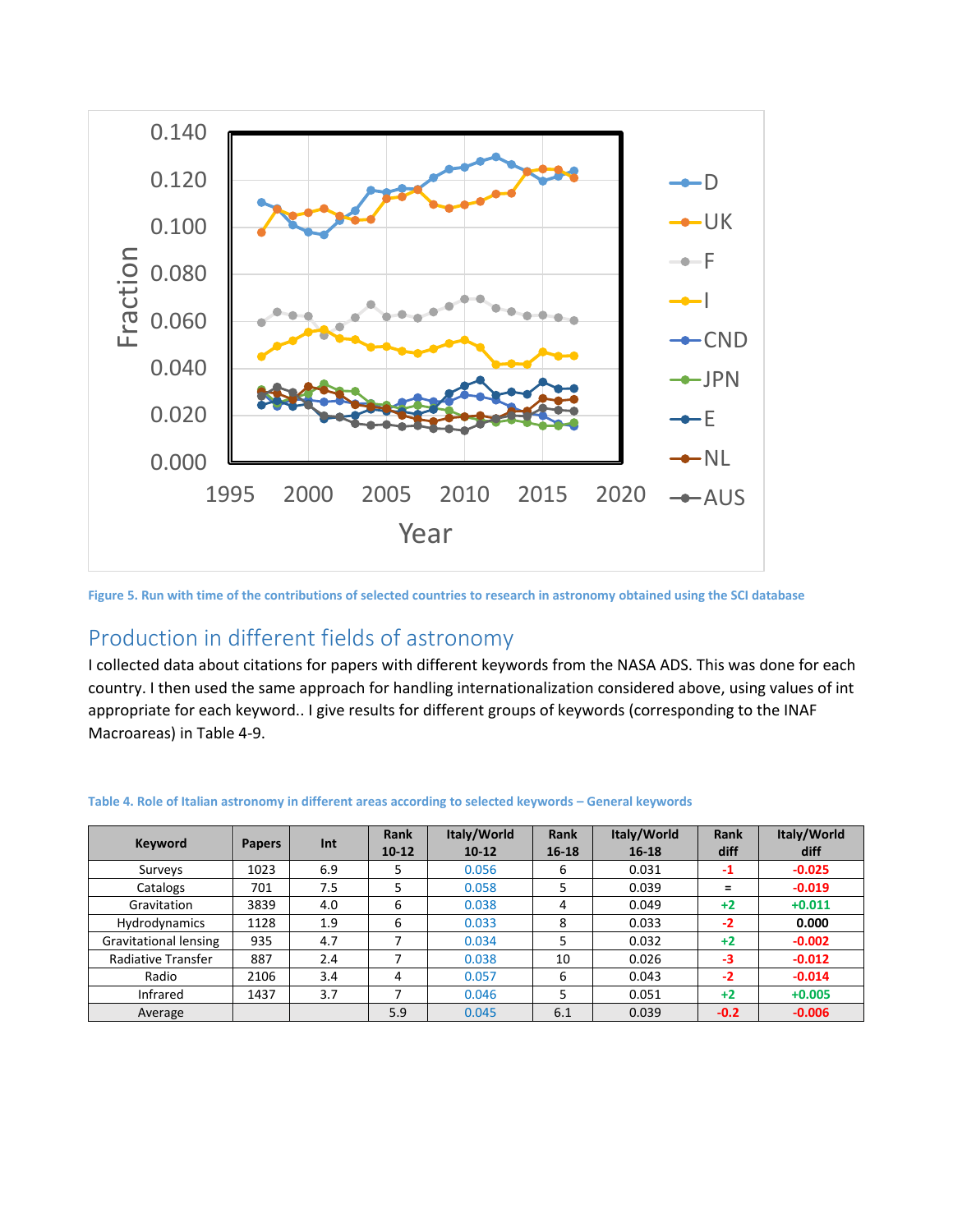Figure 5. Run with time of the contributions of selected countries to research in astronomy obtained using the SCI database

## Production in different fields of astronomy

I collected data about citations for papers with different keywords from the NASA ADS. This was done for each country. I then used the same approach for handling internationalization considered above, using values of int appropriate for each keyword.. I give results for different groups of keywords (corresponding to the INAF Macroareas) in Table 4-9.

Table 4. Role of Italian astronomy in different areas according to selected keywords – General keywords

| Keyword | Papers | Int | Rank 10-12 | Italy/World 10-12 | Rank 16-18 | Italy/World 16-18 | Rank diff | Italy/World diff |
|---|---|---|---|---|---|---|---|---|
| Surveys | 1023 | 6.9 | 5 | 0.056 | 6 | 0.031 | -1 | -0.025 |
| Catalogs | 701 | 7.5 | 5 | 0.058 | 5 | 0.039 | = | -0.019 |
| Gravitation | 3839 | 4.0 | 6 | 0.038 | 4 | 0.049 | +2 | +0.011 |
| Hydrodynamics | 1128 | 1.9 | 6 | 0.033 | 8 | 0.033 | -2 | 0.000 |
| Gravitational lensing | 935 | 4.7 | 7 | 0.034 | 5 | 0.032 | +2 | -0.002 |
| Radiative Transfer | 887 | 2.4 | 7 | 0.038 | 10 | 0.026 | -3 | -0.012 |
| Radio | 2106 | 3.4 | 4 | 0.057 | 6 | 0.043 | -2 | -0.014 |
| Infrared | 1437 | 3.7 | 7 | 0.046 | 5 | 0.051 | +2 | +0.005 |
| Average | | | 5.9 | 0.045 | 6.1 | 0.039 | -0.2 | -0.006 |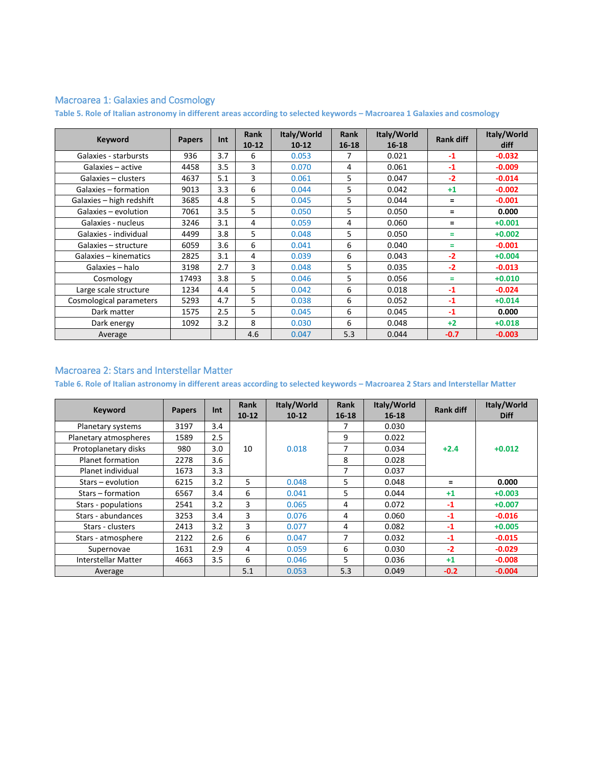## Macroarea 1: Galaxies and Cosmology

**Table 5. Role of Italian astronomy in different areas according to selected keywords – Macroarea 1 Galaxies and cosmology**

| Keyword | Papers | Int | Rank 10-12 | Italy/World 10-12 | Rank 16-18 | Italy/World 16-18 | Rank diff | Italy/World diff |
|---|---|---|---|---|---|---|---|---|
| Galaxies - starbursts | 936 | 3.7 | 6 | 0.053 | 7 | 0.021 | -1 | -0.032 |
| Galaxies – active | 4458 | 3.5 | 3 | 0.070 | 4 | 0.061 | -1 | -0.009 |
| Galaxies – clusters | 4637 | 5.1 | 3 | 0.061 | 5 | 0.047 | -2 | -0.014 |
| Galaxies – formation | 9013 | 3.3 | 6 | 0.044 | 5 | 0.042 | +1 | -0.002 |
| Galaxies – high redshift | 3685 | 4.8 | 5 | 0.045 | 5 | 0.044 | = | -0.001 |
| Galaxies – evolution | 7061 | 3.5 | 5 | 0.050 | 5 | 0.050 | = | 0.000 |
| Galaxies - nucleus | 3246 | 3.1 | 4 | 0.059 | 4 | 0.060 | = | +0.001 |
| Galaxies - individual | 4499 | 3.8 | 5 | 0.048 | 5 | 0.050 | = | +0.002 |
| Galaxies – structure | 6059 | 3.6 | 6 | 0.041 | 6 | 0.040 | = | -0.001 |
| Galaxies – kinematics | 2825 | 3.1 | 4 | 0.039 | 6 | 0.043 | -2 | +0.004 |
| Galaxies – halo | 3198 | 2.7 | 3 | 0.048 | 5 | 0.035 | -2 | -0.013 |
| Cosmology | 17493 | 3.8 | 5 | 0.046 | 5 | 0.056 | = | +0.010 |
| Large scale structure | 1234 | 4.4 | 5 | 0.042 | 6 | 0.018 | -1 | -0.024 |
| Cosmological parameters | 5293 | 4.7 | 5 | 0.038 | 6 | 0.052 | -1 | +0.014 |
| Dark matter | 1575 | 2.5 | 5 | 0.045 | 6 | 0.045 | -1 | 0.000 |
| Dark energy | 1092 | 3.2 | 8 | 0.030 | 6 | 0.048 | +2 | +0.018 |
| Average | | | 4.6 | 0.047 | 5.3 | 0.044 | -0.7 | -0.003 |

## Macroarea 2: Stars and Interstellar Matter

**Table 6. Role of Italian astronomy in different areas according to selected keywords – Macroarea 2 Stars and Interstellar Matter**

| Keyword | Papers | Int | Rank 10-12 | Italy/World 10-12 | Rank 16-18 | Italy/World 16-18 | Rank diff | Italy/World Diff |
|---|---|---|---|---|---|---|---|---|
| Planetary systems | 3197 | 3.4 | 10 | 0.018 | 7 | 0.030 | +2.4 | +0.012 |
| Planetary atmospheres | 1589 | 2.5 | | | 9 | 0.022 | | |
| Protoplanetary disks | 980 | 3.0 | | | 7 | 0.034 | | |
| Planet formation | 2278 | 3.6 | | | 8 | 0.028 | | |
| Planet individual | 1673 | 3.3 | | | 7 | 0.037 | | |
| Stars – evolution | 6215 | 3.2 | 5 | 0.048 | 5 | 0.048 | = | 0.000 |
| Stars – formation | 6567 | 3.4 | 6 | 0.041 | 5 | 0.044 | +1 | +0.003 |
| Stars - populations | 2541 | 3.2 | 3 | 0.065 | 4 | 0.072 | -1 | +0.007 |
| Stars - abundances | 3253 | 3.4 | 3 | 0.076 | 4 | 0.060 | -1 | -0.016 |
| Stars - clusters | 2413 | 3.2 | 3 | 0.077 | 4 | 0.082 | -1 | +0.005 |
| Stars - atmosphere | 2122 | 2.6 | 6 | 0.047 | 7 | 0.032 | -1 | -0.015 |
| Supernovae | 1631 | 2.9 | 4 | 0.059 | 6 | 0.030 | -2 | -0.029 |
| Interstellar Matter | 4663 | 3.5 | 6 | 0.046 | 5 | 0.036 | +1 | -0.008 |
| Average | | | 5.1 | 0.053 | 5.3 | 0.049 | -0.2 | -0.004 |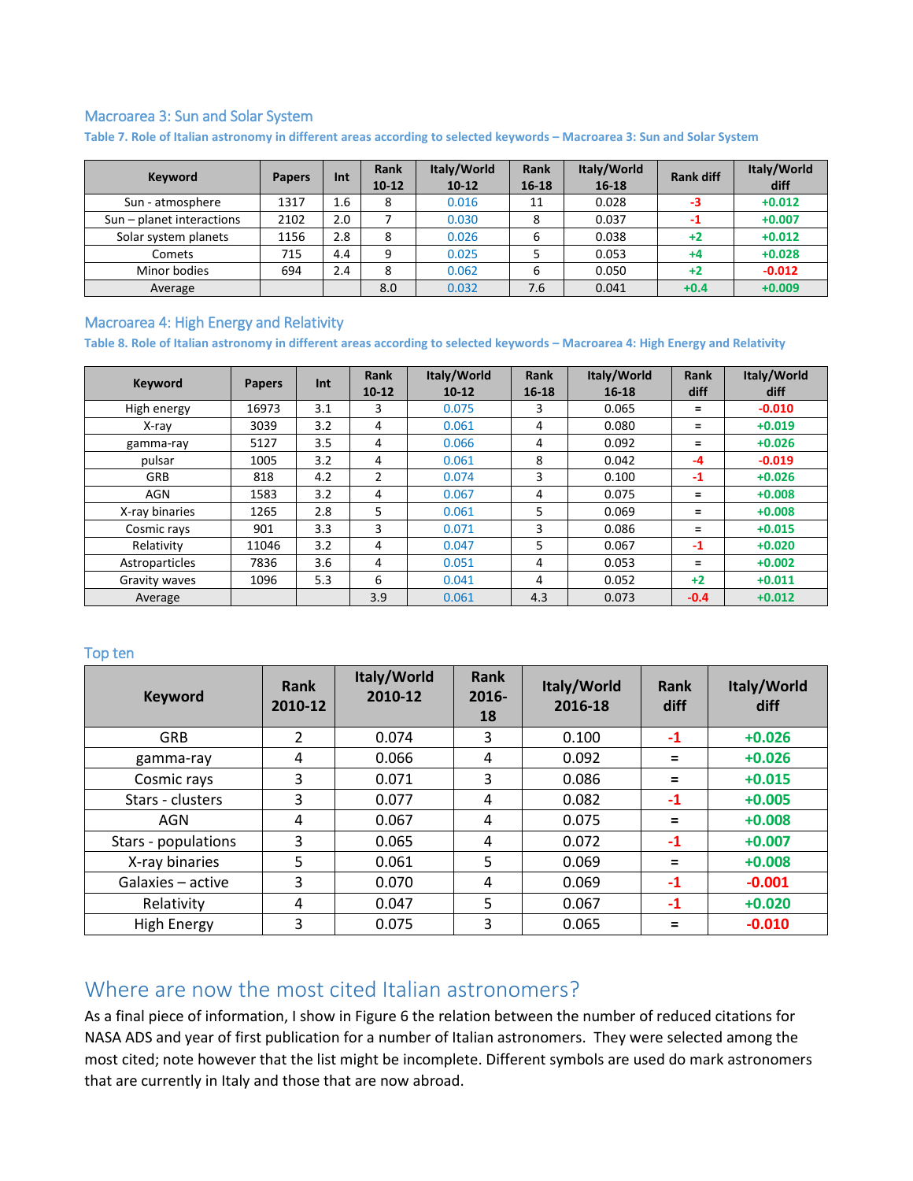## Macroarea 3: Sun and Solar System

**Table 7. Role of Italian astronomy in different areas according to selected keywords – Macroarea 3: Sun and Solar System**

| Keyword | Papers | Int | Rank 10-12 | Italy/World 10-12 | Rank 16-18 | Italy/World 16-18 | Rank diff | Italy/World diff |
|---|---|---|---|---|---|---|---|---|
| Sun - atmosphere | 1317 | 1.6 | 8 | 0.016 | 11 | 0.028 | -3 | +0.012 |
| Sun – planet interactions | 2102 | 2.0 | 7 | 0.030 | 8 | 0.037 | -1 | +0.007 |
| Solar system planets | 1156 | 2.8 | 8 | 0.026 | 6 | 0.038 | +2 | +0.012 |
| Comets | 715 | 4.4 | 9 | 0.025 | 5 | 0.053 | +4 | +0.028 |
| Minor bodies | 694 | 2.4 | 8 | 0.062 | 6 | 0.050 | +2 | -0.012 |
| Average | | | 8.0 | 0.032 | 7.6 | 0.041 | +0.4 | +0.009 |

## Macroarea 4: High Energy and Relativity

**Table 8. Role of Italian astronomy in different areas according to selected keywords – Macroarea 4: High Energy and Relativity**

| Keyword | Papers | Int | Rank 10-12 | Italy/World 10-12 | Rank 16-18 | Italy/World 16-18 | Rank diff | Italy/World diff |
|---|---|---|---|---|---|---|---|---|
| High energy | 16973 | 3.1 | 3 | 0.075 | 3 | 0.065 | = | -0.010 |
| X-ray | 3039 | 3.2 | 4 | 0.061 | 4 | 0.080 | = | +0.019 |
| gamma-ray | 5127 | 3.5 | 4 | 0.066 | 4 | 0.092 | = | +0.026 |
| pulsar | 1005 | 3.2 | 4 | 0.061 | 8 | 0.042 | -4 | -0.019 |
| GRB | 818 | 4.2 | 2 | 0.074 | 3 | 0.100 | -1 | +0.026 |
| AGN | 1583 | 3.2 | 4 | 0.067 | 4 | 0.075 | = | +0.008 |
| X-ray binaries | 1265 | 2.8 | 5 | 0.061 | 5 | 0.069 | = | +0.008 |
| Cosmic rays | 901 | 3.3 | 3 | 0.071 | 3 | 0.086 | = | +0.015 |
| Relativity | 11046 | 3.2 | 4 | 0.047 | 5 | 0.067 | -1 | +0.020 |
| Astroparticles | 7836 | 3.6 | 4 | 0.051 | 4 | 0.053 | = | +0.002 |
| Gravity waves | 1096 | 5.3 | 6 | 0.041 | 4 | 0.052 | +2 | +0.011 |
| Average | | | 3.9 | 0.061 | 4.3 | 0.073 | -0.4 | +0.012 |

## Top ten

| Keyword | Rank 2010-12 | Italy/World 2010-12 | Rank 2016-18 | Italy/World 2016-18 | Rank diff | Italy/World diff |
|---|---|---|---|---|---|---|
| GRB | 2 | 0.074 | 3 | 0.100 | -1 | +0.026 |
| gamma-ray | 4 | 0.066 | 4 | 0.092 | = | +0.026 |
| Cosmic rays | 3 | 0.071 | 3 | 0.086 | = | +0.015 |
| Stars - clusters | 3 | 0.077 | 4 | 0.082 | -1 | +0.005 |
| AGN | 4 | 0.067 | 4 | 0.075 | = | +0.008 |
| Stars - populations | 3 | 0.065 | 4 | 0.072 | -1 | +0.007 |
| X-ray binaries | 5 | 0.061 | 5 | 0.069 | = | +0.008 |
| Galaxies – active | 3 | 0.070 | 4 | 0.069 | -1 | -0.001 |
| Relativity | 4 | 0.047 | 5 | 0.067 | -1 | +0.020 |
| High Energy | 3 | 0.075 | 3 | 0.065 | = | -0.010 |

# Where are now the most cited Italian astronomers?

As a final piece of information, I show in Figure 6 the relation between the number of reduced citations for NASA ADS and year of first publication for a number of Italian astronomers. They were selected among the most cited; note however that the list might be incomplete. Different symbols are used do mark astronomers that are currently in Italy and those that are now abroad.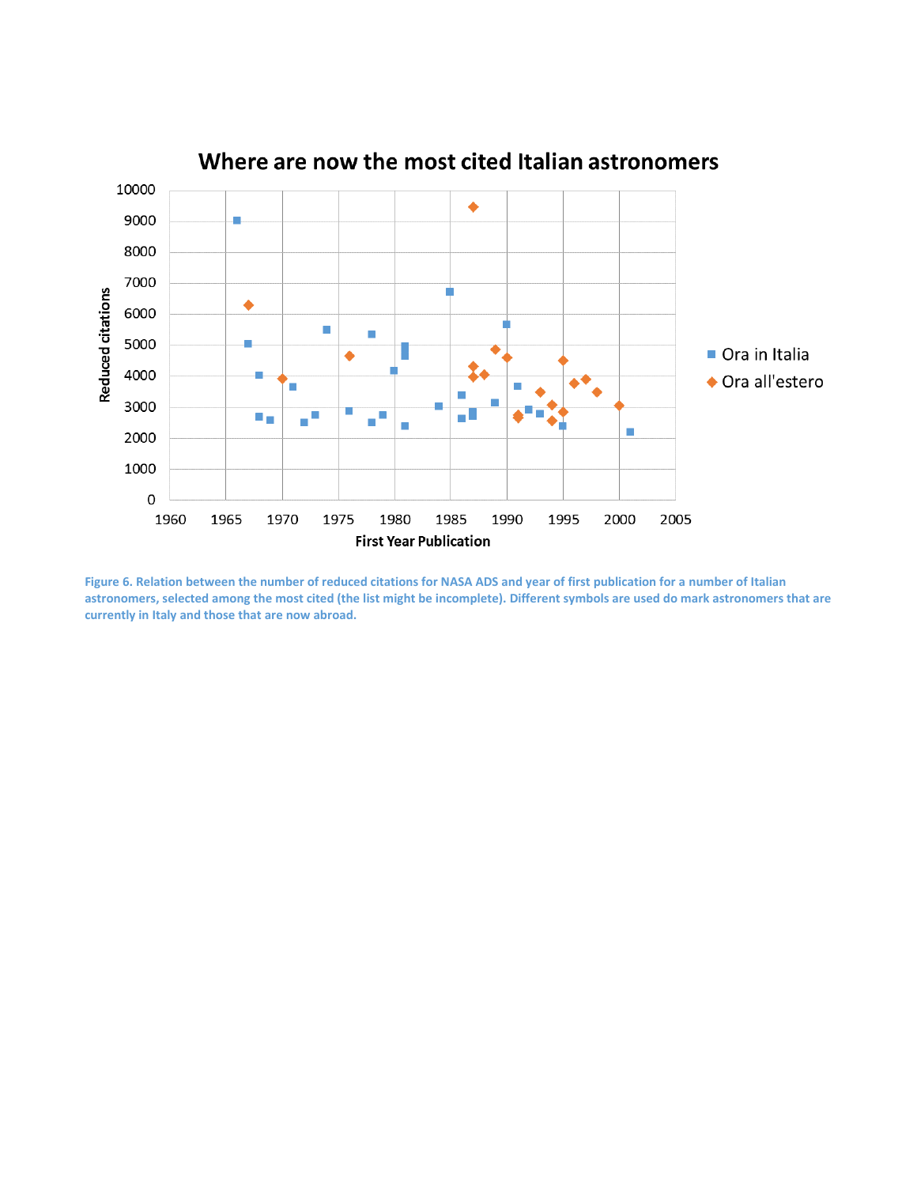Where are now the most cited Italian astronomers

Reduced citations

10000
9000
8000
7000
6000
5000
4000
3000
2000
1000
0

1960 1965 1970 1975 1980 1985 1990 1995 2000 2005

First Year Publication

Ora in Italia

Ora all'estero

**Figure 6. Relation between the number of reduced citations for NASA ADS and year of first publication for a number of Italian astronomers, selected among the most cited (the list might be incomplete). Different symbols are used do mark astronomers that are currently in Italy and those that are now abroad.**